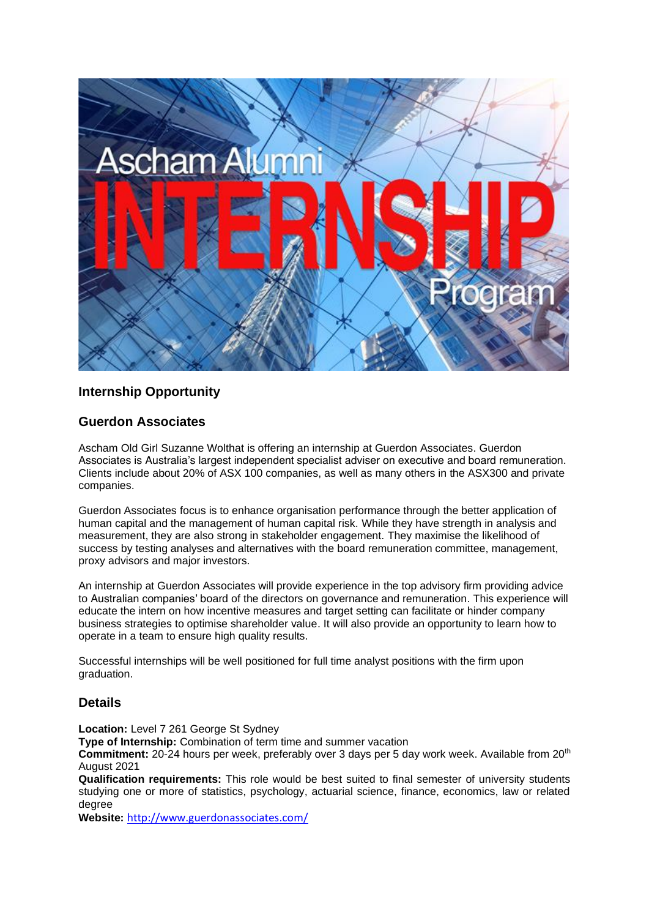## Internship Opportunity

## Guerdon Associates

Ascham Old Girl Suzanne Wolthat is offering an internship at Guerdon Associates. Guerdon Associates is Australia's largest independent specialist adviser on executive and board remuneration. Clients include about 20% of ASX 100 companies, as well as many others in the ASX300 and private companies.

Guerdon Associates focus is to enhance organisation performance through the better application of human capital and the management of human capital risk. While they have strength in analysis and measurement, they are also strong in stakeholder engagement. They maximise the likelihood of success by testing analyses and alternatives with the board remuneration committee, management, proxy advisors and major investors.

An internship at Guerdon Associates will provide experience in the top advisory firm providing advice to Australian companies' board of the directors on governance and remuneration. This experience will educate the intern on how incentive measures and target setting can facilitate or hinder company business strategies to optimise shareholder value. It will also provide an opportunity to learn how to operate in a team to ensure high quality results.

Successful internships will be well positioned for full time analyst positions with the firm upon graduation.

## Details

**Location:** Level 7 261 George St Sydney
**Type of Internship:** Combination of term time and summer vacation
**Commitment:** 20-24 hours per week, preferably over 3 days per 5 day work week. Available from 20th August 2021
**Qualification requirements:** This role would be best suited to final semester of university students studying one or more of statistics, psychology, actuarial science, finance, economics, law or related degree
**Website:** http://www.guerdonassociates.com/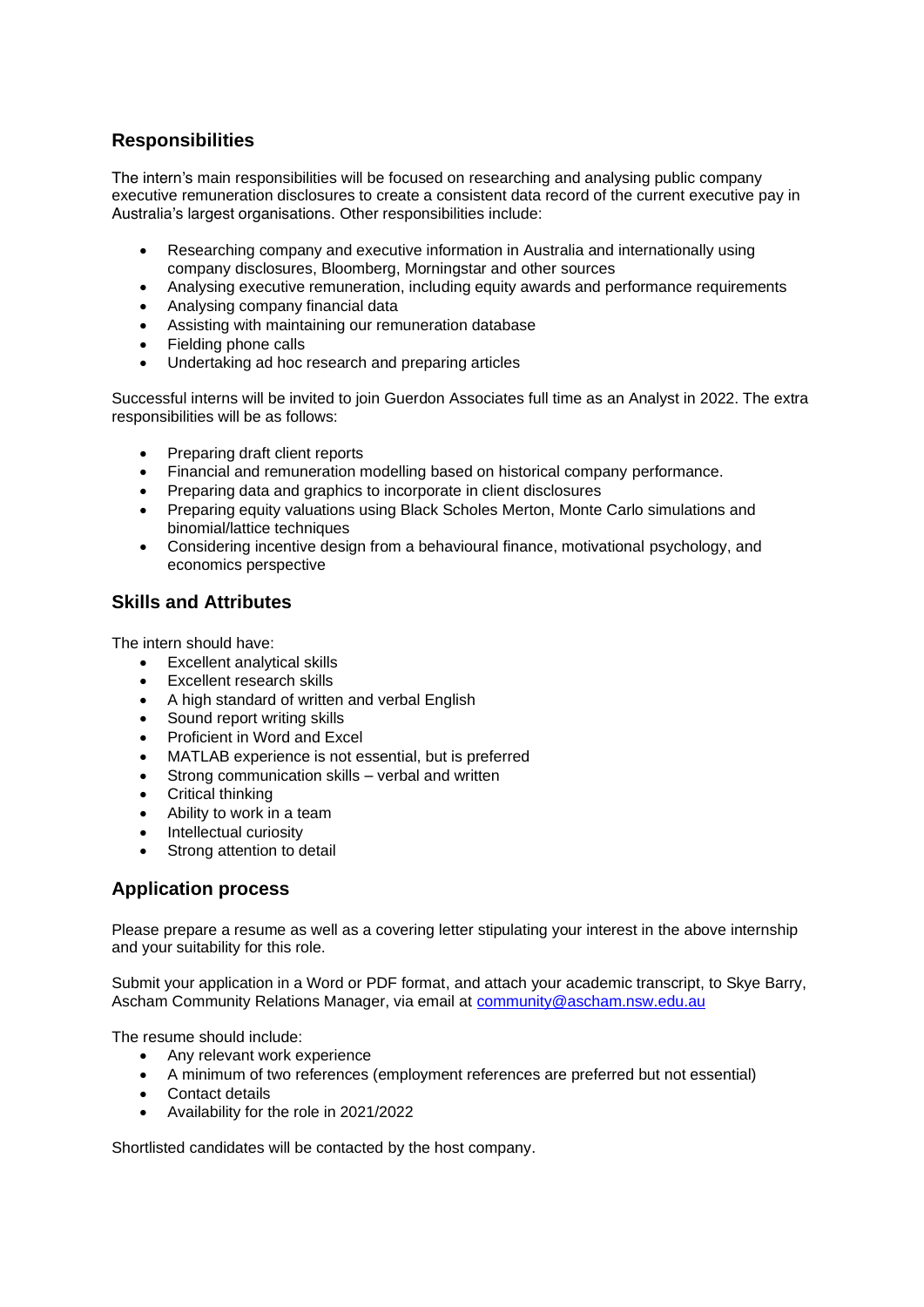## Responsibilities

The intern's main responsibilities will be focused on researching and analysing public company executive remuneration disclosures to create a consistent data record of the current executive pay in Australia's largest organisations. Other responsibilities include:

- Researching company and executive information in Australia and internationally using company disclosures, Bloomberg, Morningstar and other sources
- Analysing executive remuneration, including equity awards and performance requirements
- Analysing company financial data
- Assisting with maintaining our remuneration database
- Fielding phone calls
- Undertaking ad hoc research and preparing articles

Successful interns will be invited to join Guerdon Associates full time as an Analyst in 2022. The extra responsibilities will be as follows:

- Preparing draft client reports
- Financial and remuneration modelling based on historical company performance.
- Preparing data and graphics to incorporate in client disclosures
- Preparing equity valuations using Black Scholes Merton, Monte Carlo simulations and binomial/lattice techniques
- Considering incentive design from a behavioural finance, motivational psychology, and economics perspective

## Skills and Attributes

The intern should have:

- Excellent analytical skills
- Excellent research skills
- A high standard of written and verbal English
- Sound report writing skills
- Proficient in Word and Excel
- MATLAB experience is not essential, but is preferred
- Strong communication skills – verbal and written
- Critical thinking
- Ability to work in a team
- Intellectual curiosity
- Strong attention to detail

## Application process

Please prepare a resume as well as a covering letter stipulating your interest in the above internship and your suitability for this role.

Submit your application in a Word or PDF format, and attach your academic transcript, to Skye Barry, Ascham Community Relations Manager, via email at community@ascham.nsw.edu.au

The resume should include:

- Any relevant work experience
- A minimum of two references (employment references are preferred but not essential)
- Contact details
- Availability for the role in 2021/2022

Shortlisted candidates will be contacted by the host company.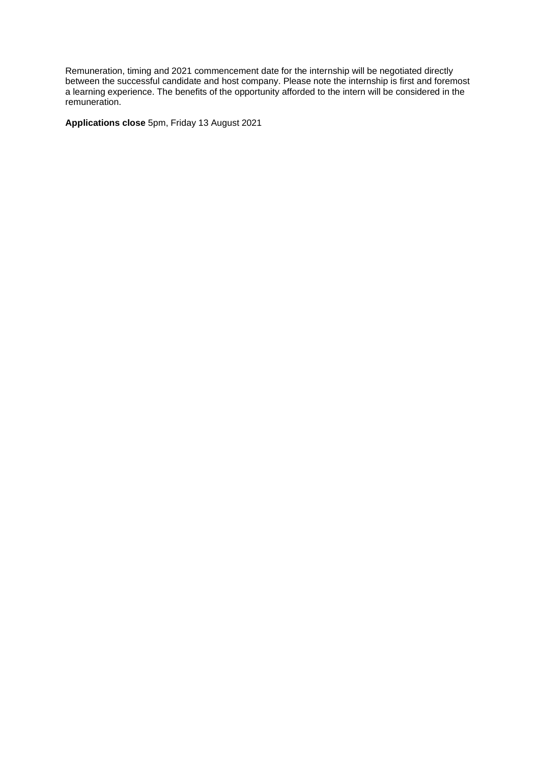Remuneration, timing and 2021 commencement date for the internship will be negotiated directly between the successful candidate and host company. Please note the internship is first and foremost a learning experience. The benefits of the opportunity afforded to the intern will be considered in the remuneration.

**Applications close** 5pm, Friday 13 August 2021